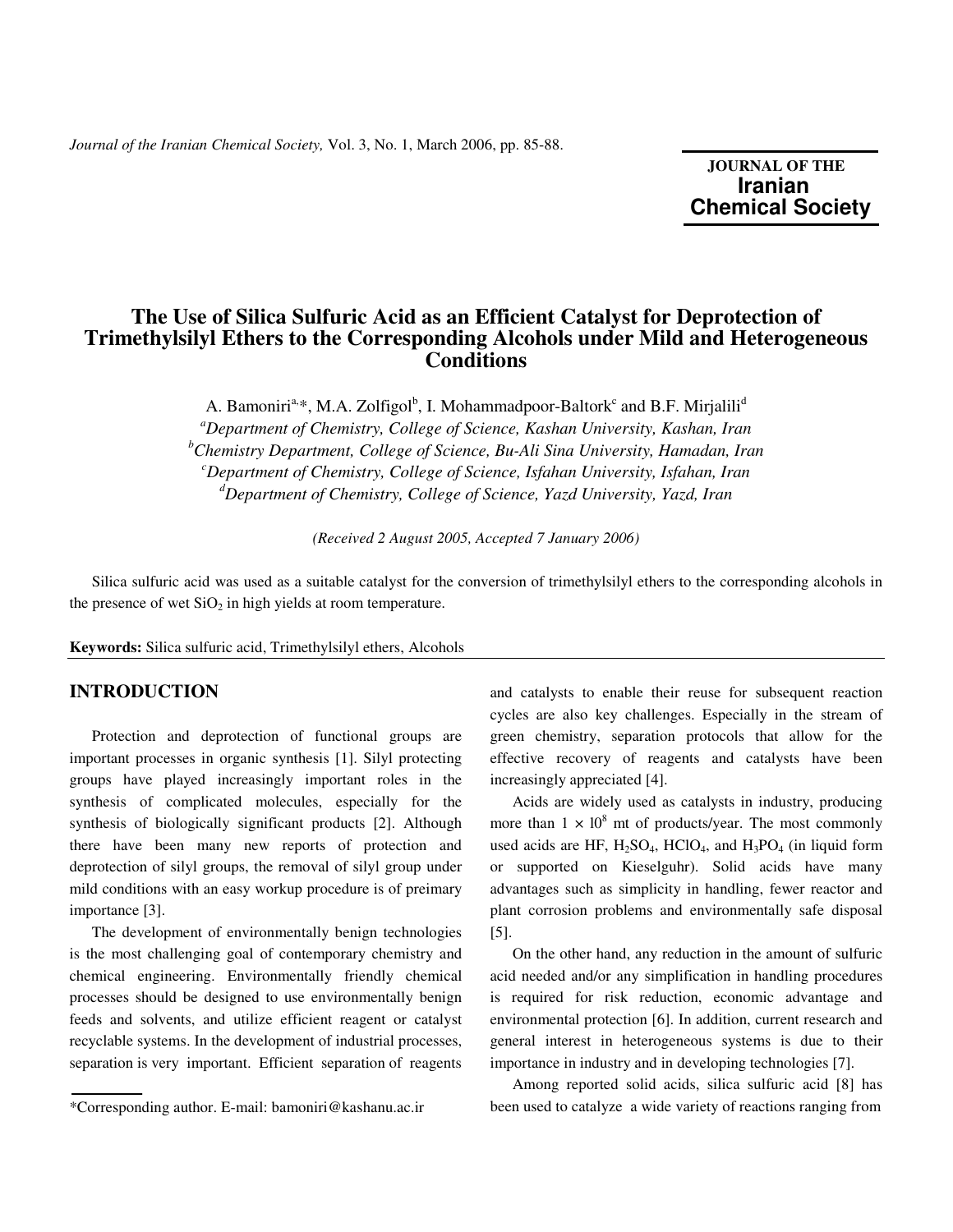# The Use of Silica Sulfuric Acid as an Efficient Catalyst for Deprotection of Trimethylsilyl Ethers to the Corresponding Alcohols under Mild and Heterogeneous Conditions

A. Bamoniri[a,*], M.A. Zolfigol[b], I. Mohammadpoor-Baltork[c] and B.F. Mirjalili[d]

[a]*Department of Chemistry, College of Science, Kashan University, Kashan, Iran*
[b]*Chemistry Department, College of Science, Bu-Ali Sina University, Hamadan, Iran*
[c]*Department of Chemistry, College of Science, Isfahan University, Isfahan, Iran*
[d]*Department of Chemistry, College of Science, Yazd University, Yazd, Iran*

*(Received 2 August 2005, Accepted 7 January 2006)*

Silica sulfuric acid was used as a suitable catalyst for the conversion of trimethylsilyl ethers to the corresponding alcohols in the presence of wet $SiO_2$ in high yields at room temperature.

**Keywords:** Silica sulfuric acid, Trimethylsilyl ethers, Alcohols

## INTRODUCTION

Protection and deprotection of functional groups are important processes in organic synthesis [1]. Silyl protecting groups have played increasingly important roles in the synthesis of complicated molecules, especially for the synthesis of biologically significant products [2]. Although there have been many new reports of protection and deprotection of silyl groups, the removal of silyl group under mild conditions with an easy workup procedure is of preimary importance [3].

The development of environmentally benign technologies is the most challenging goal of contemporary chemistry and chemical engineering. Environmentally friendly chemical processes should be designed to use environmentally benign feeds and solvents, and utilize efficient reagent or catalyst recyclable systems. In the development of industrial processes, separation is very important. Efficient separation of reagents and catalysts to enable their reuse for subsequent reaction cycles are also key challenges. Especially in the stream of green chemistry, separation protocols that allow for the effective recovery of reagents and catalysts have been increasingly appreciated [4].

Acids are widely used as catalysts in industry, producing more than $1 \times 10^8$ mt of products/year. The most commonly used acids are HF, $H_2SO_4$, $HClO_4$, and $H_3PO_4$ (in liquid form or supported on Kieselguhr). Solid acids have many advantages such as simplicity in handling, fewer reactor and plant corrosion problems and environmentally safe disposal [5].

On the other hand, any reduction in the amount of sulfuric acid needed and/or any simplification in handling procedures is required for risk reduction, economic advantage and environmental protection [6]. In addition, current research and general interest in heterogeneous systems is due to their importance in industry and in developing technologies [7].

Among reported solid acids, silica sulfuric acid [8] has been used to catalyze a wide variety of reactions ranging from

*Corresponding author. E-mail: bamoniri@kashanu.ac.ir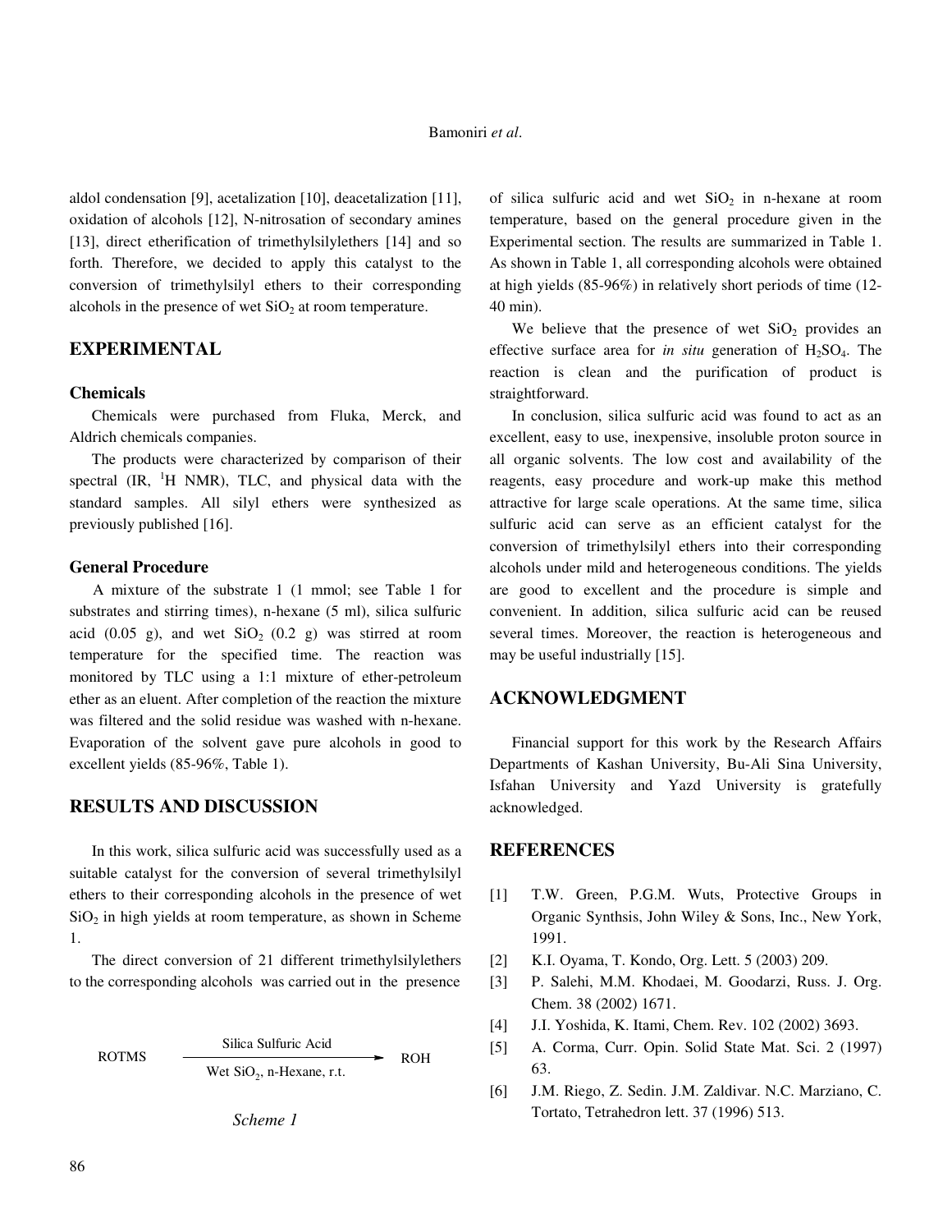aldol condensation [9], acetalization [10], deacetalization [11], oxidation of alcohols [12], N-nitrosation of secondary amines [13], direct etherification of trimethylsilylethers [14] and so forth. Therefore, we decided to apply this catalyst to the conversion of trimethylsilyl ethers to their corresponding alcohols in the presence of wet $SiO_2$ at room temperature.

## EXPERIMENTAL

### Chemicals

Chemicals were purchased from Fluka, Merck, and Aldrich chemicals companies.

The products were characterized by comparison of their spectral (IR, $^1H$ NMR), TLC, and physical data with the standard samples. All silyl ethers were synthesized as previously published [16].

### General Procedure

A mixture of the substrate 1 (1 mmol; see Table 1 for substrates and stirring times), n-hexane (5 ml), silica sulfuric acid (0.05 g), and wet $SiO_2$ (0.2 g) was stirred at room temperature for the specified time. The reaction was monitored by TLC using a 1:1 mixture of ether-petroleum ether as an eluent. After completion of the reaction the mixture was filtered and the solid residue was washed with n-hexane. Evaporation of the solvent gave pure alcohols in good to excellent yields (85-96%, Table 1).

## RESULTS AND DISCUSSION

In this work, silica sulfuric acid was successfully used as a suitable catalyst for the conversion of several trimethylsilyl ethers to their corresponding alcohols in the presence of wet $SiO_2$ in high yields at room temperature, as shown in Scheme 1.

The direct conversion of 21 different trimethylsilylethers to the corresponding alcohols was carried out in the presence of silica sulfuric acid and wet $SiO_2$ in n-hexane at room temperature, based on the general procedure given in the Experimental section. The results are summarized in Table 1. As shown in Table 1, all corresponding alcohols were obtained at high yields (85-96%) in relatively short periods of time (12-40 min).

$$\text{ROTMS} \xrightarrow[\text{Wet SiO}_2\text{, n-Hexane, r.t.}]{\text{Silica Sulfuric Acid}} \text{ROH}$$

*Scheme 1*

We believe that the presence of wet $SiO_2$ provides an effective surface area for *in situ* generation of $H_2SO_4$. The reaction is clean and the purification of product is straightforward.

In conclusion, silica sulfuric acid was found to act as an excellent, easy to use, inexpensive, insoluble proton source in all organic solvents. The low cost and availability of the reagents, easy procedure and work-up make this method attractive for large scale operations. At the same time, silica sulfuric acid can serve as an efficient catalyst for the conversion of trimethylsilyl ethers into their corresponding alcohols under mild and heterogeneous conditions. The yields are good to excellent and the procedure is simple and convenient. In addition, silica sulfuric acid can be reused several times. Moreover, the reaction is heterogeneous and may be useful industrially [15].

## ACKNOWLEDGMENT

Financial support for this work by the Research Affairs Departments of Kashan University, Bu-Ali Sina University, Isfahan University and Yazd University is gratefully acknowledged.

## REFERENCES

[1] T.W. Green, P.G.M. Wuts, Protective Groups in Organic Synthsis, John Wiley & Sons, Inc., New York, 1991.

[2] K.I. Oyama, T. Kondo, Org. Lett. 5 (2003) 209.

[3] P. Salehi, M.M. Khodaei, M. Goodarzi, Russ. J. Org. Chem. 38 (2002) 1671.

[4] J.I. Yoshida, K. Itami, Chem. Rev. 102 (2002) 3693.

[5] A. Corma, Curr. Opin. Solid State Mat. Sci. 2 (1997) 63.

[6] J.M. Riego, Z. Sedin. J.M. Zaldivar. N.C. Marziano, C. Tortato, Tetrahedron lett. 37 (1996) 513.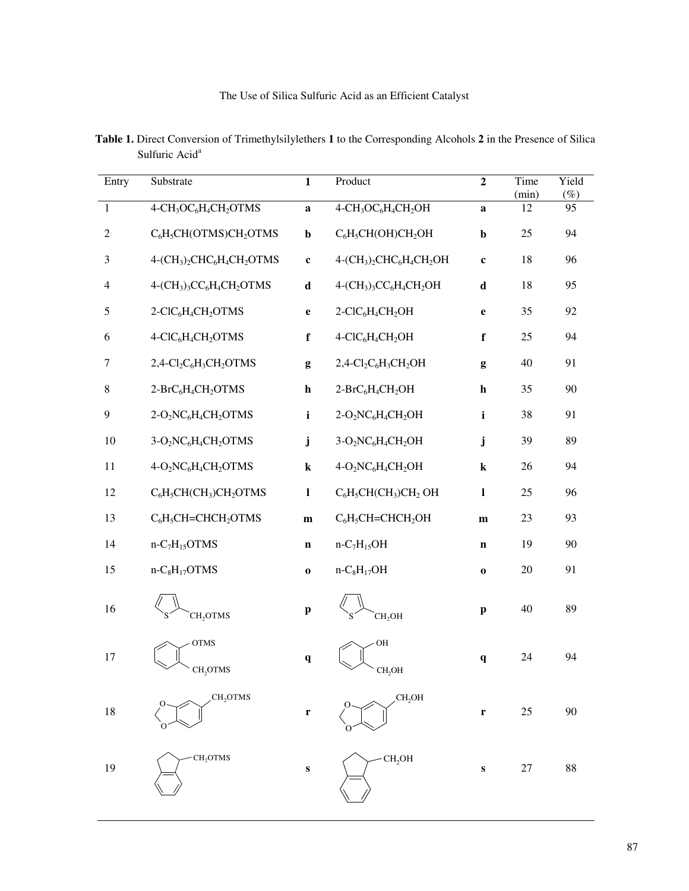**Table 1.** Direct Conversion of Trimethylsilylethers **1** to the Corresponding Alcohols **2** in the Presence of Silica Sulfuric Acid[a]

| Entry | Substrate | **1** | Product | **2** | Time (min) | Yield (%) |
|---|---|---|---|---|---|---|
| 1 | $4\text{-}CH_3OC_6H_4CH_2OTMS$ | **a** | $4\text{-}CH_3OC_6H_4CH_2OH$ | **a** | 12 | 95 |
| 2 | $C_6H_5CH(OTMS)CH_2OTMS$ | **b** | $C_6H_5CH(OH)CH_2OH$ | **b** | 25 | 94 |
| 3 | $4\text{-}(CH_3)_2CHC_6H_4CH_2OTMS$ | **c** | $4\text{-}(CH_3)_2CHC_6H_4CH_2OH$ | **c** | 18 | 96 |
| 4 | $4\text{-}(CH_3)_3CC_6H_4CH_2OTMS$ | **d** | $4\text{-}(CH_3)_3CC_6H_4CH_2OH$ | **d** | 18 | 95 |
| 5 | $2\text{-}ClC_6H_4CH_2OTMS$ | **e** | $2\text{-}ClC_6H_4CH_2OH$ | **e** | 35 | 92 |
| 6 | $4\text{-}ClC_6H_4CH_2OTMS$ | **f** | $4\text{-}ClC_6H_4CH_2OH$ | **f** | 25 | 94 |
| 7 | $2,4\text{-}Cl_2C_6H_3CH_2OTMS$ | **g** | $2,4\text{-}Cl_2C_6H_3CH_2OH$ | **g** | 40 | 91 |
| 8 | $2\text{-}BrC_6H_4CH_2OTMS$ | **h** | $2\text{-}BrC_6H_4CH_2OH$ | **h** | 35 | 90 |
| 9 | $2\text{-}O_2NC_6H_4CH_2OTMS$ | **i** | $2\text{-}O_2NC_6H_4CH_2OH$ | **i** | 38 | 91 |
| 10 | $3\text{-}O_2NC_6H_4CH_2OTMS$ | **j** | $3\text{-}O_2NC_6H_4CH_2OH$ | **j** | 39 | 89 |
| 11 | $4\text{-}O_2NC_6H_4CH_2OTMS$ | **k** | $4\text{-}O_2NC_6H_4CH_2OH$ | **k** | 26 | 94 |
| 12 | $C_6H_5CH(CH_3)CH_2OTMS$ | **l** | $C_6H_5CH(CH_3)CH_2OH$ | **l** | 25 | 96 |
| 13 | $C_6H_5CH{=}CHCH_2OTMS$ | **m** | $C_6H_5CH{=}CHCH_2OH$ | **m** | 23 | 93 |
| 14 | $n\text{-}C_7H_{15}OTMS$ | **n** | $n\text{-}C_7H_{15}OH$ | **n** | 19 | 90 |
| 15 | $n\text{-}C_8H_{17}OTMS$ | **o** | $n\text{-}C_8H_{17}OH$ | **o** | 20 | 91 |
| 16 | 2-thienyl-$CH_2OTMS$ | **p** | 2-thienyl-$CH_2OH$ | **p** | 40 | 89 |
| 17 | 2-(OTMS)$C_6H_4CH_2OTMS$ | **q** | 2-(OH)$C_6H_4CH_2OH$ | **q** | 24 | 94 |
| 18 | 3,4-methylenedioxy-$C_6H_3CH_2OTMS$ | **r** | 3,4-methylenedioxy-$C_6H_3CH_2OH$ | **r** | 25 | 90 |
| 19 | 1-indanyl-$CH_2OTMS$ | **s** | 1-indanyl-$CH_2OH$ | **s** | 27 | 88 |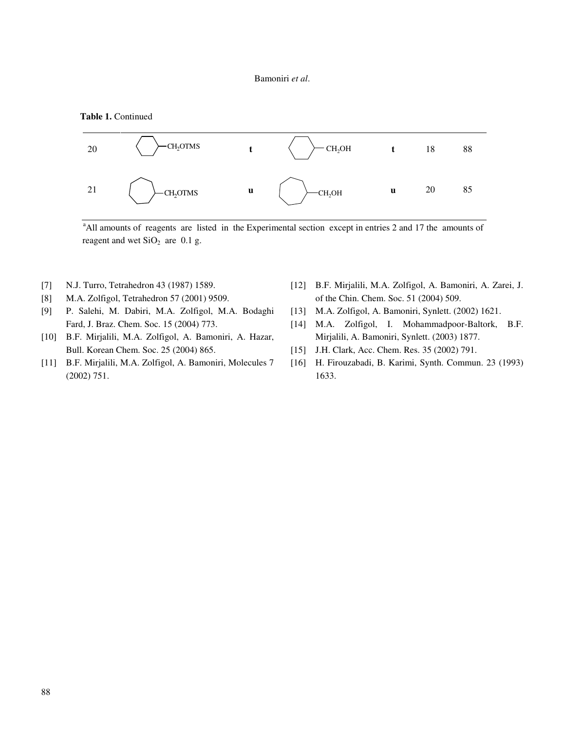**Table 1.** Continued

| | | | | | | |
|---|---|---|---|---|---|---|
| 20 | cyclohexyl–$CH_2OTMS$ | **t** | cyclohexyl–$CH_2OH$ | **t** | 18 | 88 |
| 21 | cycloheptyl–$CH_2OTMS$ | **u** | cycloheptyl–$CH_2OH$ | **u** | 20 | 85 |

[a]All amounts of reagents are listed in the Experimental section except in entries 2 and 17 the amounts of reagent and wet $SiO_2$ are 0.1 g.

[7] N.J. Turro, Tetrahedron 43 (1987) 1589.

[8] M.A. Zolfigol, Tetrahedron 57 (2001) 9509.

[9] P. Salehi, M. Dabiri, M.A. Zolfigol, M.A. Bodaghi Fard, J. Braz. Chem. Soc. 15 (2004) 773.

[10] B.F. Mirjalili, M.A. Zolfigol, A. Bamoniri, A. Hazar, Bull. Korean Chem. Soc. 25 (2004) 865.

[11] B.F. Mirjalili, M.A. Zolfigol, A. Bamoniri, Molecules 7 (2002) 751.

[12] B.F. Mirjalili, M.A. Zolfigol, A. Bamoniri, A. Zarei, J. of the Chin. Chem. Soc. 51 (2004) 509.

[13] M.A. Zolfigol, A. Bamoniri, Synlett. (2002) 1621.

[14] M.A. Zolfigol, I. Mohammadpoor-Baltork, B.F. Mirjalili, A. Bamoniri, Synlett. (2003) 1877.

[15] J.H. Clark, Acc. Chem. Res. 35 (2002) 791.

[16] H. Firouzabadi, B. Karimi, Synth. Commun. 23 (1993) 1633.